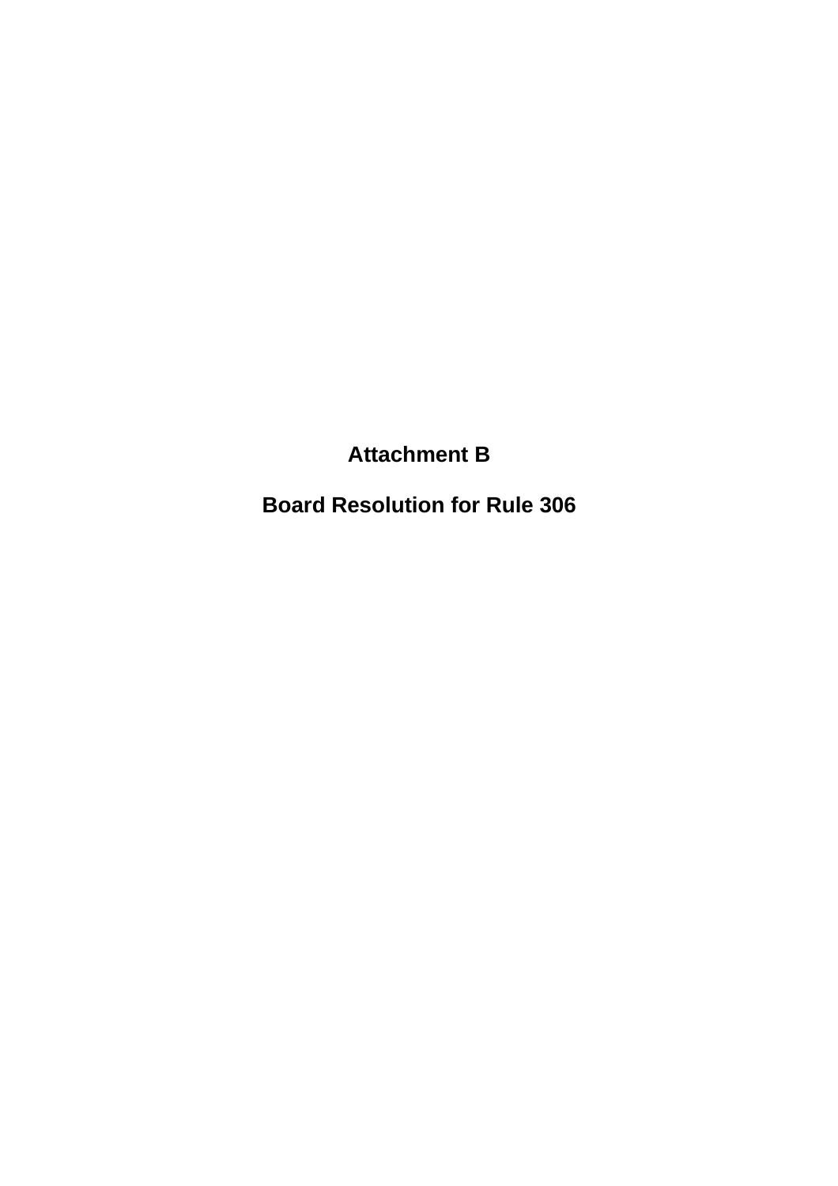# Attachment B

# Board Resolution for Rule 306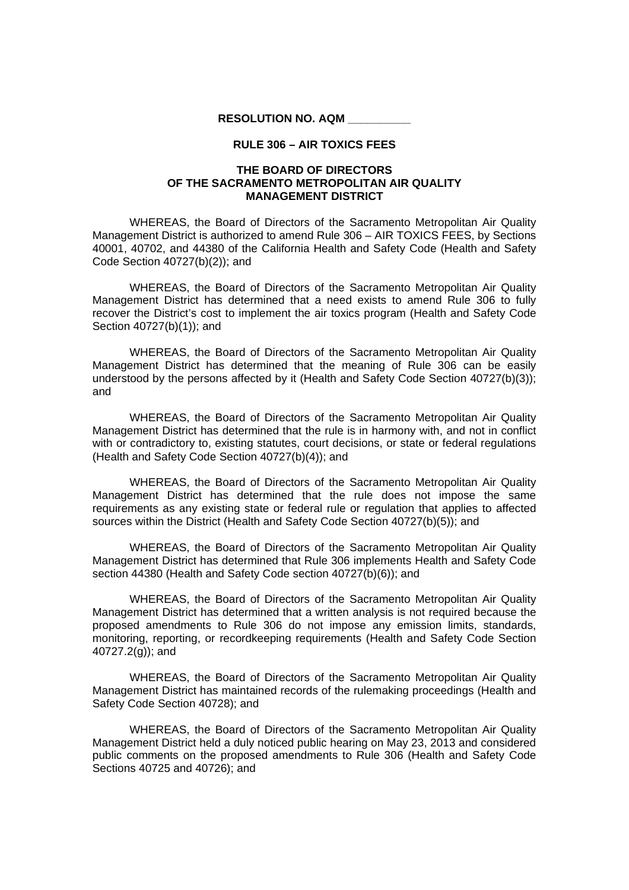**RESOLUTION NO. AQM __________**

**RULE 306 – AIR TOXICS FEES**

**THE BOARD OF DIRECTORS**
**OF THE SACRAMENTO METROPOLITAN AIR QUALITY**
**MANAGEMENT DISTRICT**

WHEREAS, the Board of Directors of the Sacramento Metropolitan Air Quality Management District is authorized to amend Rule 306 – AIR TOXICS FEES, by Sections 40001, 40702, and 44380 of the California Health and Safety Code (Health and Safety Code Section 40727(b)(2)); and

WHEREAS, the Board of Directors of the Sacramento Metropolitan Air Quality Management District has determined that a need exists to amend Rule 306 to fully recover the District's cost to implement the air toxics program (Health and Safety Code Section 40727(b)(1)); and

WHEREAS, the Board of Directors of the Sacramento Metropolitan Air Quality Management District has determined that the meaning of Rule 306 can be easily understood by the persons affected by it (Health and Safety Code Section 40727(b)(3)); and

WHEREAS, the Board of Directors of the Sacramento Metropolitan Air Quality Management District has determined that the rule is in harmony with, and not in conflict with or contradictory to, existing statutes, court decisions, or state or federal regulations (Health and Safety Code Section 40727(b)(4)); and

WHEREAS, the Board of Directors of the Sacramento Metropolitan Air Quality Management District has determined that the rule does not impose the same requirements as any existing state or federal rule or regulation that applies to affected sources within the District (Health and Safety Code Section 40727(b)(5)); and

WHEREAS, the Board of Directors of the Sacramento Metropolitan Air Quality Management District has determined that Rule 306 implements Health and Safety Code section 44380 (Health and Safety Code section 40727(b)(6)); and

WHEREAS, the Board of Directors of the Sacramento Metropolitan Air Quality Management District has determined that a written analysis is not required because the proposed amendments to Rule 306 do not impose any emission limits, standards, monitoring, reporting, or recordkeeping requirements (Health and Safety Code Section 40727.2(g)); and

WHEREAS, the Board of Directors of the Sacramento Metropolitan Air Quality Management District has maintained records of the rulemaking proceedings (Health and Safety Code Section 40728); and

WHEREAS, the Board of Directors of the Sacramento Metropolitan Air Quality Management District held a duly noticed public hearing on May 23, 2013 and considered public comments on the proposed amendments to Rule 306 (Health and Safety Code Sections 40725 and 40726); and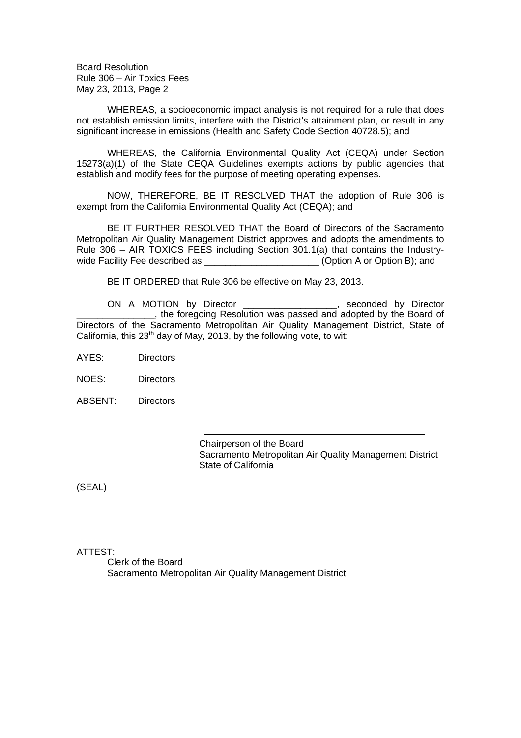WHEREAS, a socioeconomic impact analysis is not required for a rule that does not establish emission limits, interfere with the District's attainment plan, or result in any significant increase in emissions (Health and Safety Code Section 40728.5); and

WHEREAS, the California Environmental Quality Act (CEQA) under Section 15273(a)(1) of the State CEQA Guidelines exempts actions by public agencies that establish and modify fees for the purpose of meeting operating expenses.

NOW, THEREFORE, BE IT RESOLVED THAT the adoption of Rule 306 is exempt from the California Environmental Quality Act (CEQA); and

BE IT FURTHER RESOLVED THAT the Board of Directors of the Sacramento Metropolitan Air Quality Management District approves and adopts the amendments to Rule 306 – AIR TOXICS FEES including Section 301.1(a) that contains the Industry-wide Facility Fee described as ______________________ (Option A or Option B); and

BE IT ORDERED that Rule 306 be effective on May 23, 2013.

ON A MOTION by Director __________________, seconded by Director _______________, the foregoing Resolution was passed and adopted by the Board of Directors of the Sacramento Metropolitan Air Quality Management District, State of California, this 23[th] day of May, 2013, by the following vote, to wit:

AYES: Directors

NOES: Directors

ABSENT: Directors

_____________________________________________

Chairperson of the Board
Sacramento Metropolitan Air Quality Management District
State of California

(SEAL)

ATTEST: _________________________________

Clerk of the Board
Sacramento Metropolitan Air Quality Management District